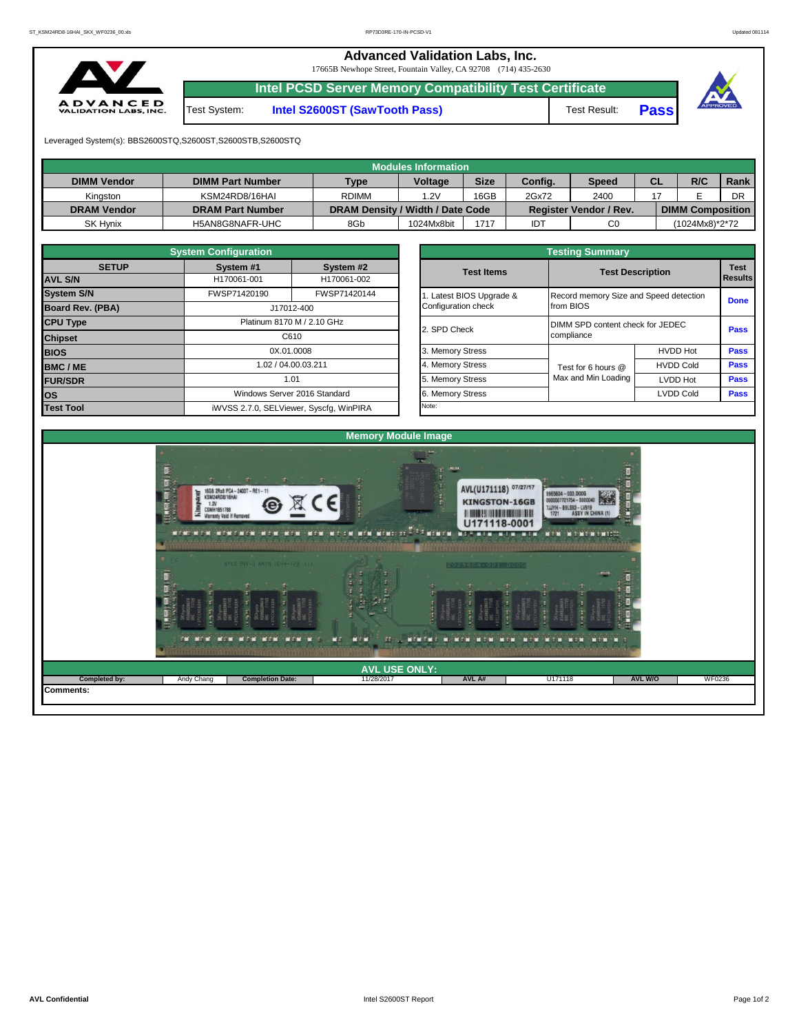# Advanced Validation Labs, Inc.

17665B Newhope Street, Fountain Valley, CA 92708 (714) 435-2630

## Intel PCSD Server Memory Compatibility Test Certificate

| Test System: | Intel S2600ST (SawTooth Pass) | Test Result: | Pass |
|---|---|---|---|

Leveraged System(s): BBS2600STQ,S2600ST,S2600STB,S2600STQ

| Modules Information | | | | | | | | | |
|---|---|---|---|---|---|---|---|---|---|
| DIMM Vendor | DIMM Part Number | Type | Voltage | Size | Config. | Speed | CL | R/C | Rank |
| Kingston | KSM24RD8/16HAI | RDIMM | 1.2V | 16GB | 2Gx72 | 2400 | 17 | E | DR |
| DRAM Vendor | DRAM Part Number | DRAM Density / Width / Date Code | | | Register Vendor / Rev. | | DIMM Composition | | |
| SK Hynix | H5AN8G8NAFR-UHC | 8Gb | 1024Mx8bit | 1717 | IDT | C0 | (1024Mx8)*2*72 | | |

| System Configuration | | |
|---|---|---|
| SETUP | System #1 | System #2 |
| AVL S/N | H170061-001 | H170061-002 |
| System S/N | FWSP71420190 | FWSP71420144 |
| Board Rev. (PBA) | J17012-400 | |
| CPU Type | Platinum 8170 M / 2.10 GHz | |
| Chipset | C610 | |
| BIOS | 0X.01.0008 | |
| BMC / ME | 1.02 / 04.00.03.211 | |
| FUR/SDR | 1.01 | |
| OS | Windows Server 2016 Standard | |
| Test Tool | iWVSS 2.7.0, SELViewer, Syscfg, WinPIRA | |

| Testing Summary | | | |
|---|---|---|---|
| Test Items | Test Description | | Test Results |
| 1. Latest BIOS Upgrade & Configuration check | Record memory Size and Speed detection from BIOS | | Done |
| 2. SPD Check | DIMM SPD content check for JEDEC compliance | | Pass |
| 3. Memory Stress | Test for 6 hours @ Max and Min Loading | HVDD Hot | Pass |
| 4. Memory Stress | | HVDD Cold | Pass |
| 5. Memory Stress | | LVDD Hot | Pass |
| 6. Memory Stress | | LVDD Cold | Pass |
| Note: | | | |

## Memory Module Image

| AVL USE ONLY: | | | | | | | |
|---|---|---|---|---|---|---|---|
| Completed by: | Andy Chang | Completion Date: | 11/28/2017 | AVL A# | U171118 | AVL W/O | WF0236 |

Comments: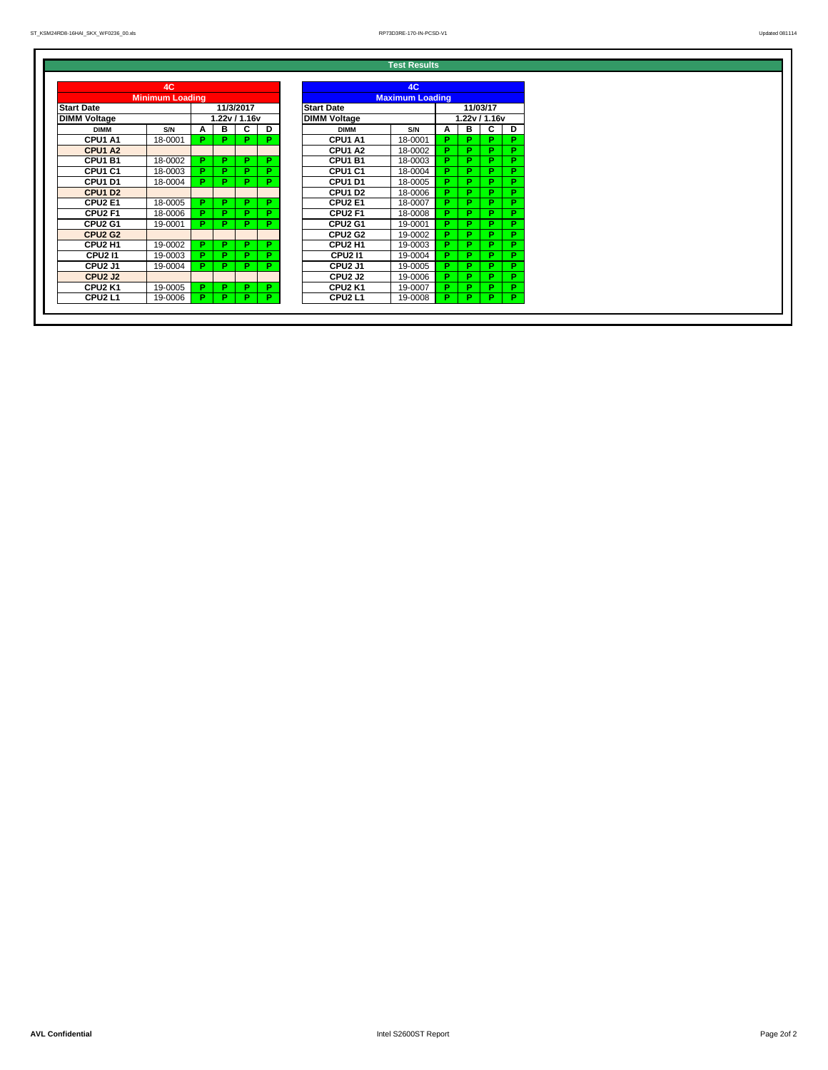## Test Results

| 4C Minimum Loading | | | | | |
|---|---|---|---|---|---|
| Start Date | | 11/3/2017 | | | |
| DIMM Voltage | | 1.22v / 1.16v | | | |
| DIMM | S/N | A | B | C | D |
| CPU1 A1 | 18-0001 | P | P | P | P |
| CPU1 A2 | | | | | |
| CPU1 B1 | 18-0002 | P | P | P | P |
| CPU1 C1 | 18-0003 | P | P | P | P |
| CPU1 D1 | 18-0004 | P | P | P | P |
| CPU1 D2 | | | | | |
| CPU2 E1 | 18-0005 | P | P | P | P |
| CPU2 F1 | 18-0006 | P | P | P | P |
| CPU2 G1 | 19-0001 | P | P | P | P |
| CPU2 G2 | | | | | |
| CPU2 H1 | 19-0002 | P | P | P | P |
| CPU2 I1 | 19-0003 | P | P | P | P |
| CPU2 J1 | 19-0004 | P | P | P | P |
| CPU2 J2 | | | | | |
| CPU2 K1 | 19-0005 | P | P | P | P |
| CPU2 L1 | 19-0006 | P | P | P | P |

| 4C Maximum Loading | | | | | |
|---|---|---|---|---|---|
| Start Date | | 11/03/17 | | | |
| DIMM Voltage | | 1.22v / 1.16v | | | |
| DIMM | S/N | A | B | C | D |
| CPU1 A1 | 18-0001 | P | P | P | P |
| CPU1 A2 | 18-0002 | P | P | P | P |
| CPU1 B1 | 18-0003 | P | P | P | P |
| CPU1 C1 | 18-0004 | P | P | P | P |
| CPU1 D1 | 18-0005 | P | P | P | P |
| CPU1 D2 | 18-0006 | P | P | P | P |
| CPU2 E1 | 18-0007 | P | P | P | P |
| CPU2 F1 | 18-0008 | P | P | P | P |
| CPU2 G1 | 19-0001 | P | P | P | P |
| CPU2 G2 | 19-0002 | P | P | P | P |
| CPU2 H1 | 19-0003 | P | P | P | P |
| CPU2 I1 | 19-0004 | P | P | P | P |
| CPU2 J1 | 19-0005 | P | P | P | P |
| CPU2 J2 | 19-0006 | P | P | P | P |
| CPU2 K1 | 19-0007 | P | P | P | P |
| CPU2 L1 | 19-0008 | P | P | P | P |